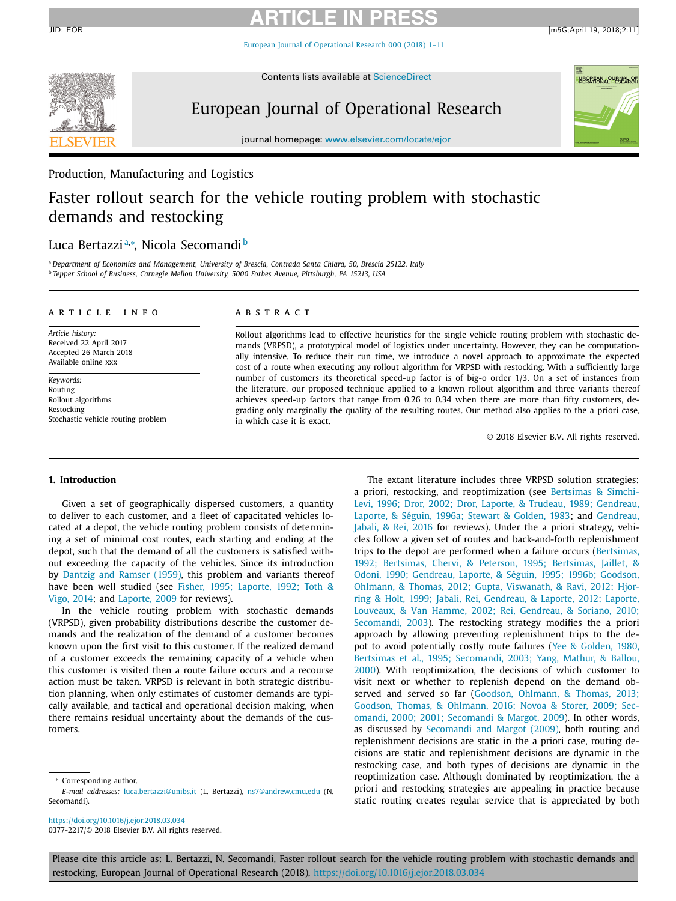Production, Manufacturing and Logistics

# Faster rollout search for the vehicle routing problem with stochastic demands and restocking

Luca Bertazzi[a,*], Nicola Secomandi[b]

[a] *Department of Economics and Management, University of Brescia, Contrada Santa Chiara, 50, Brescia 25122, Italy*
[b] *Tepper School of Business, Carnegie Mellon University, 5000 Forbes Avenue, Pittsburgh, PA 15213, USA*

**ARTICLE INFO**

*Article history:*
Received 22 April 2017
Accepted 26 March 2018
Available online xxx

*Keywords:*
Routing
Rollout algorithms
Restocking
Stochastic vehicle routing problem

**ABSTRACT**

Rollout algorithms lead to effective heuristics for the single vehicle routing problem with stochastic demands (VRPSD), a prototypical model of logistics under uncertainty. However, they can be computationally intensive. To reduce their run time, we introduce a novel approach to approximate the expected cost of a route when executing any rollout algorithm for VRPSD with restocking. With a sufficiently large number of customers its theoretical speed-up factor is of big-o order 1/3. On a set of instances from the literature, our proposed technique applied to a known rollout algorithm and three variants thereof achieves speed-up factors that range from 0.26 to 0.34 when there are more than fifty customers, degrading only marginally the quality of the resulting routes. Our method also applies to the a priori case, in which case it is exact.

© 2018 Elsevier B.V. All rights reserved.

## 1. Introduction

Given a set of geographically dispersed customers, a quantity to deliver to each customer, and a fleet of capacitated vehicles located at a depot, the vehicle routing problem consists of determining a set of minimal cost routes, each starting and ending at the depot, such that the demand of all the customers is satisfied without exceeding the capacity of the vehicles. Since its introduction by Dantzig and Ramser (1959), this problem and variants thereof have been well studied (see Fisher, 1995; Laporte, 1992; Toth & Vigo, 2014; and Laporte, 2009 for reviews).

In the vehicle routing problem with stochastic demands (VRPSD), given probability distributions describe the customer demands and the realization of the demand of a customer becomes known upon the first visit to this customer. If the realized demand of a customer exceeds the remaining capacity of a vehicle when this customer is visited then a route failure occurs and a recourse action must be taken. VRPSD is relevant in both strategic distribution planning, when only estimates of customer demands are typically available, and tactical and operational decision making, when there remains residual uncertainty about the demands of the customers.

The extant literature includes three VRPSD solution strategies: a priori, restocking, and reoptimization (see Bertsimas & Simchi-Levi, 1996; Dror, 2002; Dror, Laporte, & Trudeau, 1989; Gendreau, Laporte, & Séguin, 1996a; Stewart & Golden, 1983; and Gendreau, Jabali, & Rei, 2016 for reviews). Under the a priori strategy, vehicles follow a given set of routes and back-and-forth replenishment trips to the depot are performed when a failure occurs (Bertsimas, 1992; Bertsimas, Chervi, & Peterson, 1995; Bertsimas, Jaillet, & Odoni, 1990; Gendreau, Laporte, & Séguin, 1995; 1996b; Goodson, Ohlmann, & Thomas, 2012; Gupta, Viswanath, & Ravi, 2012; Hjorring & Holt, 1999; Jabali, Rei, Gendreau, & Laporte, 2012; Laporte, Louveaux, & Van Hamme, 2002; Rei, Gendreau, & Soriano, 2010; Secomandi, 2003). The restocking strategy modifies the a priori approach by allowing preventing replenishment trips to the depot to avoid potentially costly route failures (Yee & Golden, 1980, Bertsimas et al., 1995; Secomandi, 2003; Yang, Mathur, & Ballou, 2000). With reoptimization, the decisions of which customer to visit next or whether to replenish depend on the demand observed and served so far (Goodson, Ohlmann, & Thomas, 2013; Goodson, Thomas, & Ohlmann, 2016; Novoa & Storer, 2009; Secomandi, 2000; 2001; Secomandi & Margot, 2009). In other words, as discussed by Secomandi and Margot (2009), both routing and replenishment decisions are static in the a priori case, routing decisions are static and replenishment decisions are dynamic in the restocking case, and both types of decisions are dynamic in the reoptimization case. Although dominated by reoptimization, the a priori and restocking strategies are appealing in practice because static routing creates regular service that is appreciated by both

---

[*] Corresponding author.
*E-mail addresses:* luca.bertazzi@unibs.it (L. Bertazzi), ns7@andrew.cmu.edu (N. Secomandi).

https://doi.org/10.1016/j.ejor.2018.03.034
0377-2217/© 2018 Elsevier B.V. All rights reserved.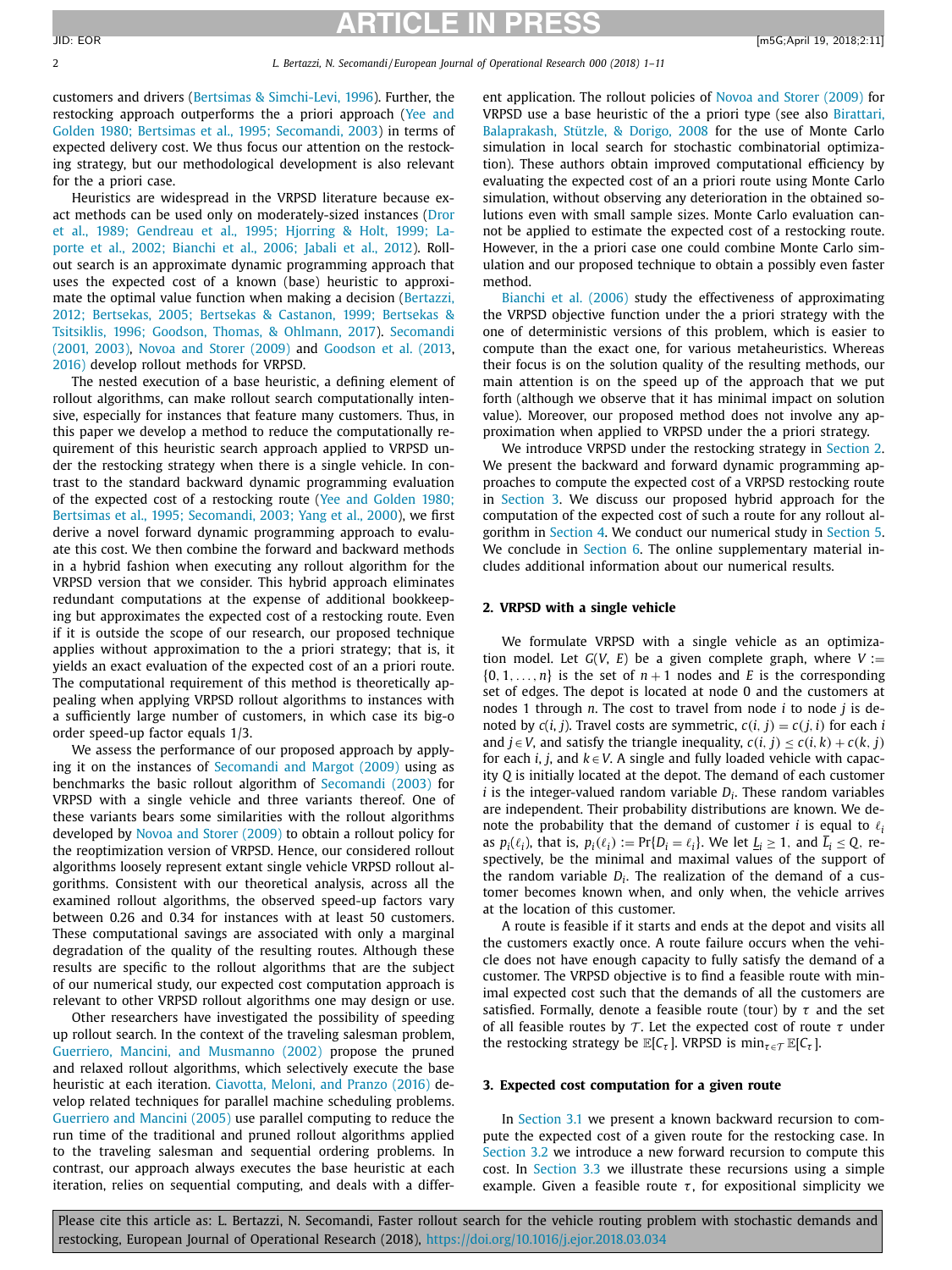customers and drivers (Bertsimas & Simchi-Levi, 1996). Further, the restocking approach outperforms the a priori approach (Yee and Golden 1980; Bertsimas et al., 1995; Secomandi, 2003) in terms of expected delivery cost. We thus focus our attention on the restocking strategy, but our methodological development is also relevant for the a priori case.

Heuristics are widespread in the VRPSD literature because exact methods can be used only on moderately-sized instances (Dror et al., 1989; Gendreau et al., 1995; Hjorring & Holt, 1999; Laporte et al., 2002; Bianchi et al., 2006; Jabali et al., 2012). Rollout search is an approximate dynamic programming approach that uses the expected cost of a known (base) heuristic to approximate the optimal value function when making a decision (Bertazzi, 2012; Bertsekas, 2005; Bertsekas & Castanon, 1999; Bertsekas & Tsitsiklis, 1996; Goodson, Thomas, & Ohlmann, 2017). Secomandi (2001, 2003), Novoa and Storer (2009) and Goodson et al. (2013, 2016) develop rollout methods for VRPSD.

The nested execution of a base heuristic, a defining element of rollout algorithms, can make rollout search computationally intensive, especially for instances that feature many customers. Thus, in this paper we develop a method to reduce the computationally requirement of this heuristic search approach applied to VRPSD under the restocking strategy when there is a single vehicle. In contrast to the standard backward dynamic programming evaluation of the expected cost of a restocking route (Yee and Golden 1980; Bertsimas et al., 1995; Secomandi, 2003; Yang et al., 2000), we first derive a novel forward dynamic programming approach to evaluate this cost. We then combine the forward and backward methods in a hybrid fashion when executing any rollout algorithm for the VRPSD version that we consider. This hybrid approach eliminates redundant computations at the expense of additional bookkeeping but approximates the expected cost of a restocking route. Even if it is outside the scope of our research, our proposed technique applies without approximation to the a priori strategy; that is, it yields an exact evaluation of the expected cost of an a priori route. The computational requirement of this method is theoretically appealing when applying VRPSD rollout algorithms to instances with a sufficiently large number of customers, in which case its big-o order speed-up factor equals 1/3.

We assess the performance of our proposed approach by applying it on the instances of Secomandi and Margot (2009) using as benchmarks the basic rollout algorithm of Secomandi (2003) for VRPSD with a single vehicle and three variants thereof. One of these variants bears some similarities with the rollout algorithms developed by Novoa and Storer (2009) to obtain a rollout policy for the reoptimization version of VRPSD. Hence, our considered rollout algorithms loosely represent extant single vehicle VRPSD rollout algorithms. Consistent with our theoretical analysis, across all the examined rollout algorithms, the observed speed-up factors vary between 0.26 and 0.34 for instances with at least 50 customers. These computational savings are associated with only a marginal degradation of the quality of the resulting routes. Although these results are specific to the rollout algorithms that are the subject of our numerical study, our expected cost computation approach is relevant to other VRPSD rollout algorithms one may design or use.

Other researchers have investigated the possibility of speeding up rollout search. In the context of the traveling salesman problem, Guerriero, Mancini, and Musmanno (2002) propose the pruned and relaxed rollout algorithms, which selectively execute the base heuristic at each iteration. Ciavotta, Meloni, and Pranzo (2016) develop related techniques for parallel machine scheduling problems. Guerriero and Mancini (2005) use parallel computing to reduce the run time of the traditional and pruned rollout algorithms applied to the traveling salesman and sequential ordering problems. In contrast, our approach always executes the base heuristic at each iteration, relies on sequential computing, and deals with a different application. The rollout policies of Novoa and Storer (2009) for VRPSD use a base heuristic of the a priori type (see also Birattari, Balaprakash, Stützle, & Dorigo, 2008 for the use of Monte Carlo simulation in local search for stochastic combinatorial optimization). These authors obtain improved computational efficiency by evaluating the expected cost of an a priori route using Monte Carlo simulation, without observing any deterioration in the obtained solutions even with small sample sizes. Monte Carlo evaluation cannot be applied to estimate the expected cost of a restocking route. However, in the a priori case one could combine Monte Carlo simulation and our proposed technique to obtain a possibly even faster method.

Bianchi et al. (2006) study the effectiveness of approximating the VRPSD objective function under the a priori strategy with the one of deterministic versions of this problem, which is easier to compute than the exact one, for various metaheuristics. Whereas their focus is on the solution quality of the resulting methods, our main attention is on the speed up of the approach that we put forth (although we observe that it has minimal impact on solution value). Moreover, our proposed method does not involve any approximation when applied to VRPSD under the a priori strategy.

We introduce VRPSD under the restocking strategy in Section 2. We present the backward and forward dynamic programming approaches to compute the expected cost of a VRPSD restocking route in Section 3. We discuss our proposed hybrid approach for the computation of the expected cost of such a route for any rollout algorithm in Section 4. We conduct our numerical study in Section 5. We conclude in Section 6. The online supplementary material includes additional information about our numerical results.

## 2. VRPSD with a single vehicle

We formulate VRPSD with a single vehicle as an optimization model. Let $G(V, E)$ be a given complete graph, where $V := \{0, 1, \dots, n\}$ is the set of $n+1$ nodes and $E$ is the corresponding set of edges. The depot is located at node 0 and the customers at nodes 1 through $n$. The cost to travel from node $i$ to node $j$ is denoted by $c(i, j)$. Travel costs are symmetric, $c(i, j) = c(j, i)$ for each $i$ and $j \in V$, and satisfy the triangle inequality, $c(i, j) \leq c(i, k) + c(k, j)$ for each $i$, $j$, and $k \in V$. A single and fully loaded vehicle with capacity $Q$ is initially located at the depot. The demand of each customer $i$ is the integer-valued random variable $D_i$. These random variables are independent. Their probability distributions are known. We denote the probability that the demand of customer $i$ is equal to $\ell_i$ as $p_i(\ell_i)$, that is, $p_i(\ell_i) := \Pr\{D_i = \ell_i\}$. We let $\underline{L}_i \geq 1$, and $\overline{L}_i \leq Q$, respectively, be the minimal and maximal values of the support of the random variable $D_i$. The realization of the demand of a customer becomes known when, and only when, the vehicle arrives at the location of this customer.

A route is feasible if it starts and ends at the depot and visits all the customers exactly once. A route failure occurs when the vehicle does not have enough capacity to fully satisfy the demand of a customer. The VRPSD objective is to find a feasible route with minimal expected cost such that the demands of all the customers are satisfied. Formally, denote a feasible route (tour) by $\tau$ and the set of all feasible routes by $\mathcal{T}$. Let the expected cost of route $\tau$ under the restocking strategy be $\mathbb{E}[C_\tau]$. VRPSD is $\min_{\tau \in \mathcal{T}} \mathbb{E}[C_\tau]$.

## 3. Expected cost computation for a given route

In Section 3.1 we present a known backward recursion to compute the expected cost of a given route for the restocking case. In Section 3.2 we introduce a new forward recursion to compute this cost. In Section 3.3 we illustrate these recursions using a simple example. Given a feasible route $\tau$, for expositional simplicity we

Please cite this article as: L. Bertazzi, N. Secomandi, Faster rollout search for the vehicle routing problem with stochastic demands and restocking, European Journal of Operational Research (2018), https://doi.org/10.1016/j.ejor.2018.03.034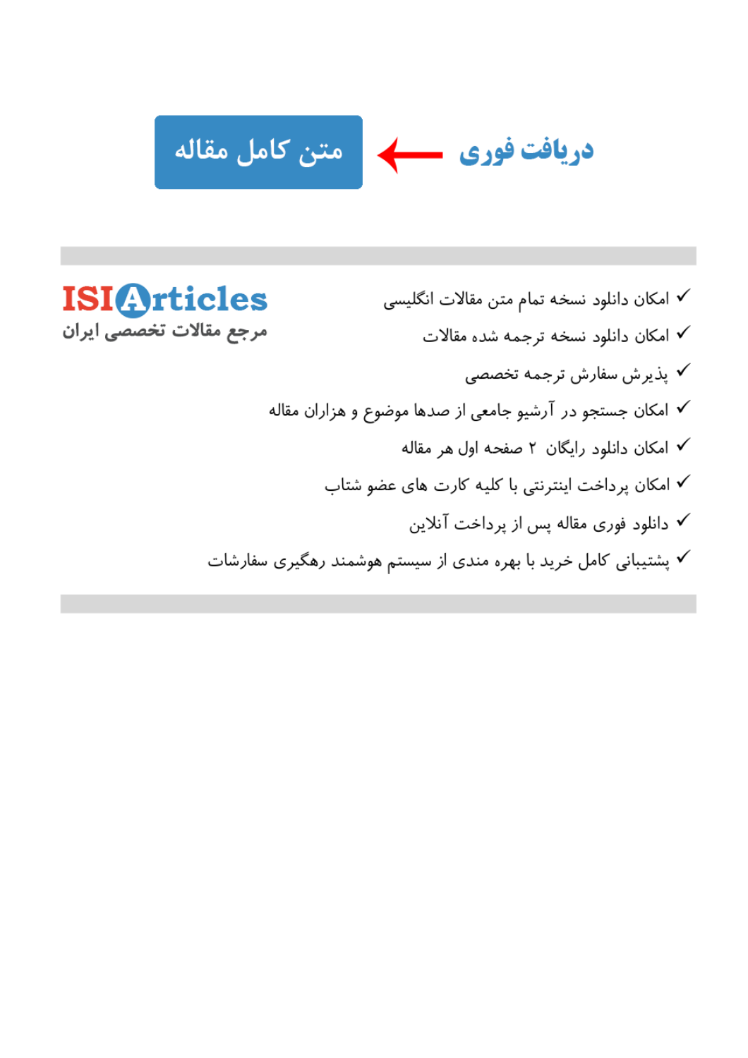دریافت فوری ← **متن کامل مقاله**

ISIArticles
مرجع مقالات تخصصی ایران

- ✓ امکان دانلود نسخه تمام متن مقالات انگلیسی
- ✓ امکان دانلود نسخه ترجمه شده مقالات
- ✓ پذیرش سفارش ترجمه تخصصی
- ✓ امکان جستجو در آرشیو جامعی از صدها موضوع و هزاران مقاله
- ✓ امکان دانلود رایگان ۲ صفحه اول هر مقاله
- ✓ امکان پرداخت اینترنتی با کلیه کارت های عضو شتاب
- ✓ دانلود فوری مقاله پس از پرداخت آنلاین
- ✓ پشتیبانی کامل خرید با بهره مندی از سیستم هوشمند رهگیری سفارشات